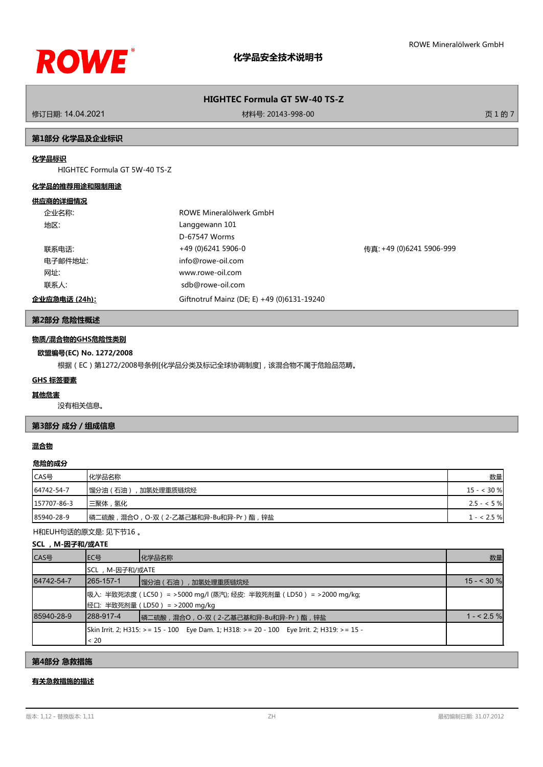# 化学品安全技术说明书

ROWE Mineralölwerk GmbH

## HIGHTEC Formula GT 5W-40 TS-Z

修订日期: 14.04.2021 材料号: 20143-998-00

## 第1部分 化学品及企业标识

**化学品标识**

HIGHTEC Formula GT 5W-40 TS-Z

**化学品的推荐用途和限制用途**

**供应商的详细情况**

| | |
|---|---|
| 企业名称: | ROWE Mineralölwerk GmbH |
| 地区: | Langgewann 101<br>D-67547 Worms |
| 联系电话: | +49 (0)6241 5906-0 传真: +49 (0)6241 5906-999 |
| 电子邮件地址: | info@rowe-oil.com |
| 网址: | www.rowe-oil.com |
| 联系人: | sdb@rowe-oil.com |
| **企业应急电话 (24h):** | Giftnotruf Mainz (DE; E) +49 (0)6131-19240 |

## 第2部分 危险性概述

**物质/混合物的GHS危险性类别**

**欧盟编号(EC) No. 1272/2008**

根据（EC）第1272/2008号条例[化学品分类及标记全球协调制度]，该混合物不属于危险品范畴。

**GHS 标签要素**

**其他危害**

没有相关信息。

## 第3部分 成分 / 组成信息

**混合物**

**危险的成分**

| CAS号 | 化学品名称 | 数量 |
|---|---|---|
| 64742-54-7 | 馏分油（石油），加氢处理重质链烷烃 | 15 - < 30 % |
| 157707-86-3 | 三聚体，氢化 | 2.5 - < 5 % |
| 85940-28-9 | 磷二硫酸，混合O，O-双（2-乙基己基和异-Bu和异-Pr）酯，锌盐 | 1 - < 2.5 % |

H和EUH句话的原文是: 见下节16 。

**SCL ，M-因子和/或ATE**

| CAS号 | EC号 | 化学品名称 | 数量 |
|---|---|---|---|
| | SCL ，M-因子和/或ATE | | |
| 64742-54-7 | 265-157-1 | 馏分油（石油），加氢处理重质链烷烃 | 15 - < 30 % |
| | 吸入: 半致死浓度（LC50） = >5000 mg/l (蒸汽); 经皮: 半致死剂量（LD50） = >2000 mg/kg; 经口: 半致死剂量（LD50） = >2000 mg/kg | | |
| 85940-28-9 | 288-917-4 | 磷二硫酸，混合O，O-双（2-乙基己基和异-Bu和异-Pr）酯，锌盐 | 1 - < 2.5 % |
| | Skin Irrit. 2; H315: >= 15 - 100 Eye Dam. 1; H318: >= 20 - 100 Eye Irrit. 2; H319: >= 15 - < 20 | | |

## 第4部分 急救措施

**有关急救措施的描述**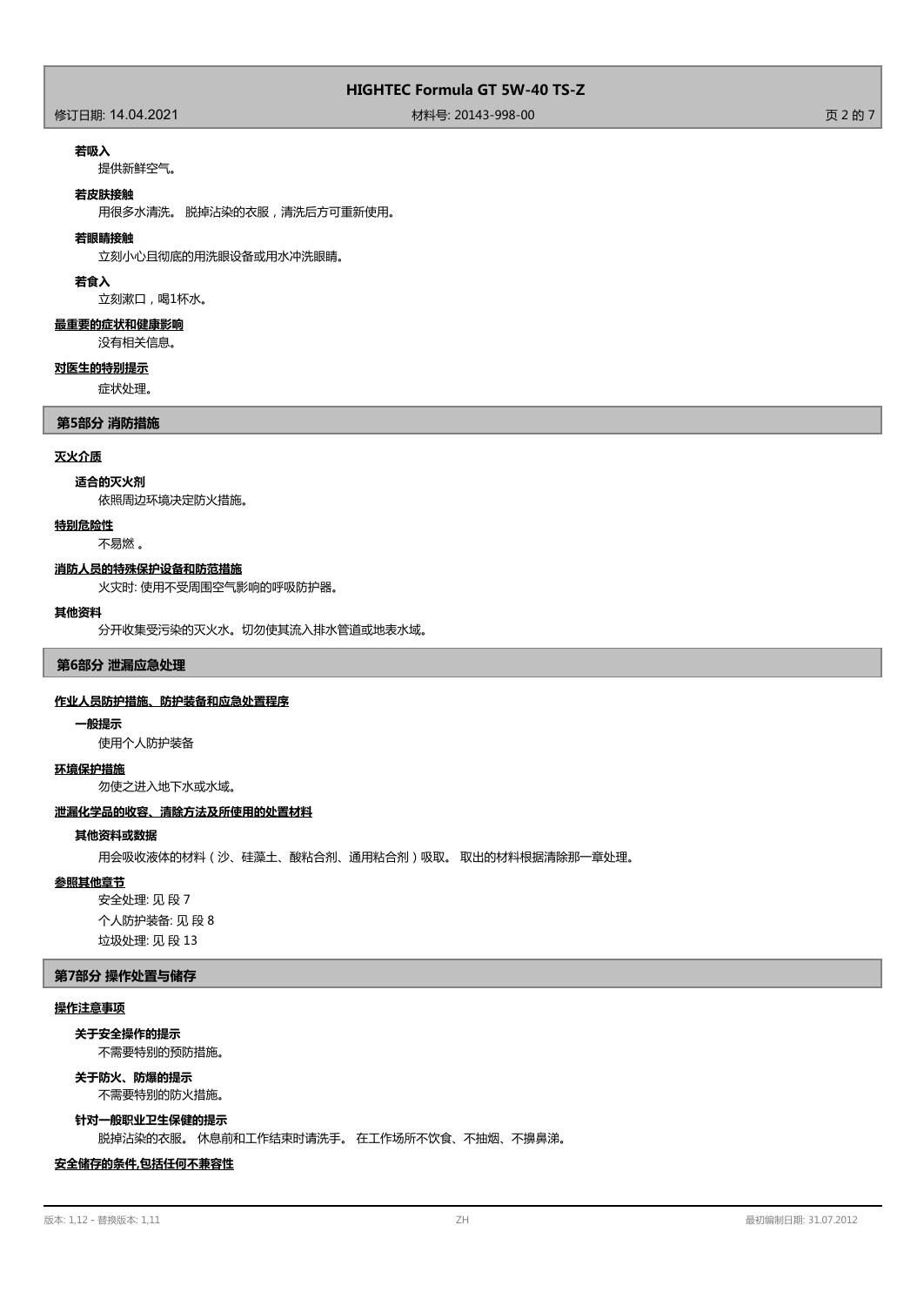**若吸入**

提供新鲜空气。

**若皮肤接触**

用很多水清洗。 脱掉沾染的衣服，清洗后方可重新使用。

**若眼睛接触**

立刻小心且彻底的用洗眼设备或用水冲洗眼睛。

**若食入**

立刻漱口，喝1杯水。

**最重要的症状和健康影响**

没有相关信息。

**对医生的特别提示**

症状处理。

## 第5部分 消防措施

**灭火介质**

**适合的灭火剂**

依照周边环境决定防火措施。

**特别危险性**

不易燃 。

**消防人员的特殊保护设备和防范措施**

火灾时: 使用不受周围空气影响的呼吸防护器。

**其他资料**

分开收集受污染的灭火水。切勿使其流入排水管道或地表水域。

## 第6部分 泄漏应急处理

**作业人员防护措施、防护装备和应急处置程序**

**一般提示**

使用个人防护装备

**环境保护措施**

勿使之进入地下水或水域。

**泄漏化学品的收容、清除方法及所使用的处置材料**

**其他资料或数据**

用会吸收液体的材料（沙、硅藻土、酸粘合剂、通用粘合剂）吸取。 取出的材料根据清除那一章处理。

**参照其他章节**

安全处理: 见 段 7

个人防护装备: 见 段 8

垃圾处理: 见 段 13

## 第7部分 操作处置与储存

**操作注意事项**

**关于安全操作的提示**

不需要特别的预防措施。

**关于防火、防爆的提示**

不需要特别的防火措施。

**针对一般职业卫生保健的提示**

脱掉沾染的衣服。 休息前和工作结束时请洗手。 在工作场所不饮食、不抽烟、不擤鼻涕。

**安全储存的条件,包括任何不兼容性**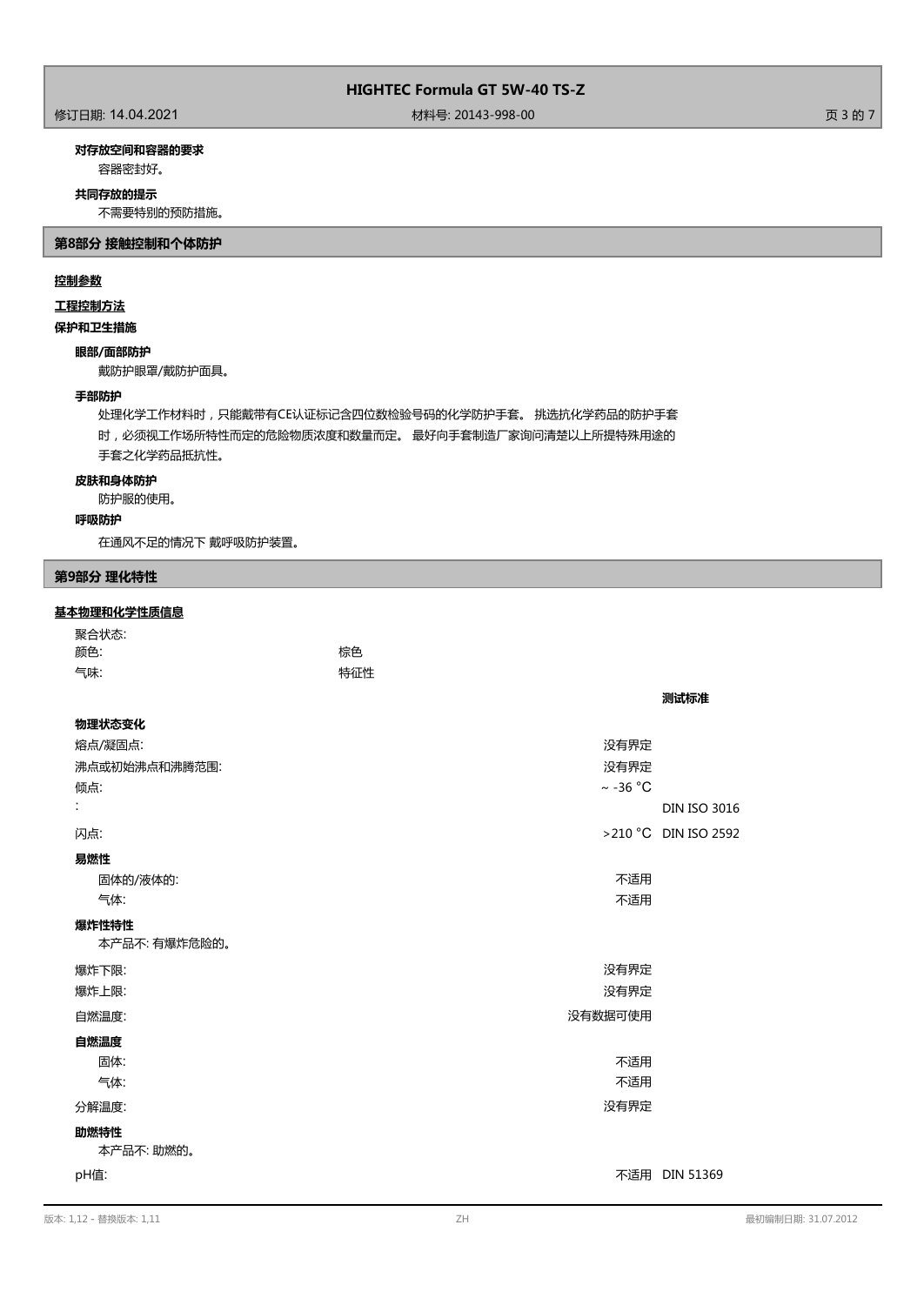**对存放空间和容器的要求**

容器密封好。

**共同存放的提示**

不需要特别的预防措施。

## 第8部分 接触控制和个体防护

**控制参数**

**工程控制方法**

**保护和卫生措施**

**眼部/面部防护**

戴防护眼罩/戴防护面具。

**手部防护**

处理化学工作材料时，只能戴带有CE认证标记含四位数检验号码的化学防护手套。 挑选抗化学药品的防护手套时，必须视工作场所特性而定的危险物质浓度和数量而定。 最好向手套制造厂家询问清楚以上所提特殊用途的手套之化学药品抵抗性。

**皮肤和身体防护**

防护服的使用。

**呼吸防护**

在通风不足的情况下 戴呼吸防护装置。

## 第9部分 理化特性

**基本物理和化学性质信息**

| | | |
|---|---|---|
| 聚合状态: | | |
| 颜色: | 棕色 | |
| 气味: | 特征性 | |
| | | **测试标准** |
| **物理状态变化** | | |
| 熔点/凝固点: | 没有界定 | |
| 沸点或初始沸点和沸腾范围: | 没有界定 | |
| 倾点: | ~ -36 °C | |
| : | | DIN ISO 3016 |
| 闪点: | >210 °C | DIN ISO 2592 |
| **易燃性** | | |
| 固体的/液体的: | 不适用 | |
| 气体: | 不适用 | |
| **爆炸性特性** | | |
| 本产品不: 有爆炸危险的。 | | |
| 爆炸下限: | 没有界定 | |
| 爆炸上限: | 没有界定 | |
| 自燃温度: | 没有数据可使用 | |
| **自燃温度** | | |
| 固体: | 不适用 | |
| 气体: | 不适用 | |
| 分解温度: | 没有界定 | |
| **助燃特性** | | |
| 本产品不: 助燃的。 | | |
| pH值: | 不适用 | DIN 51369 |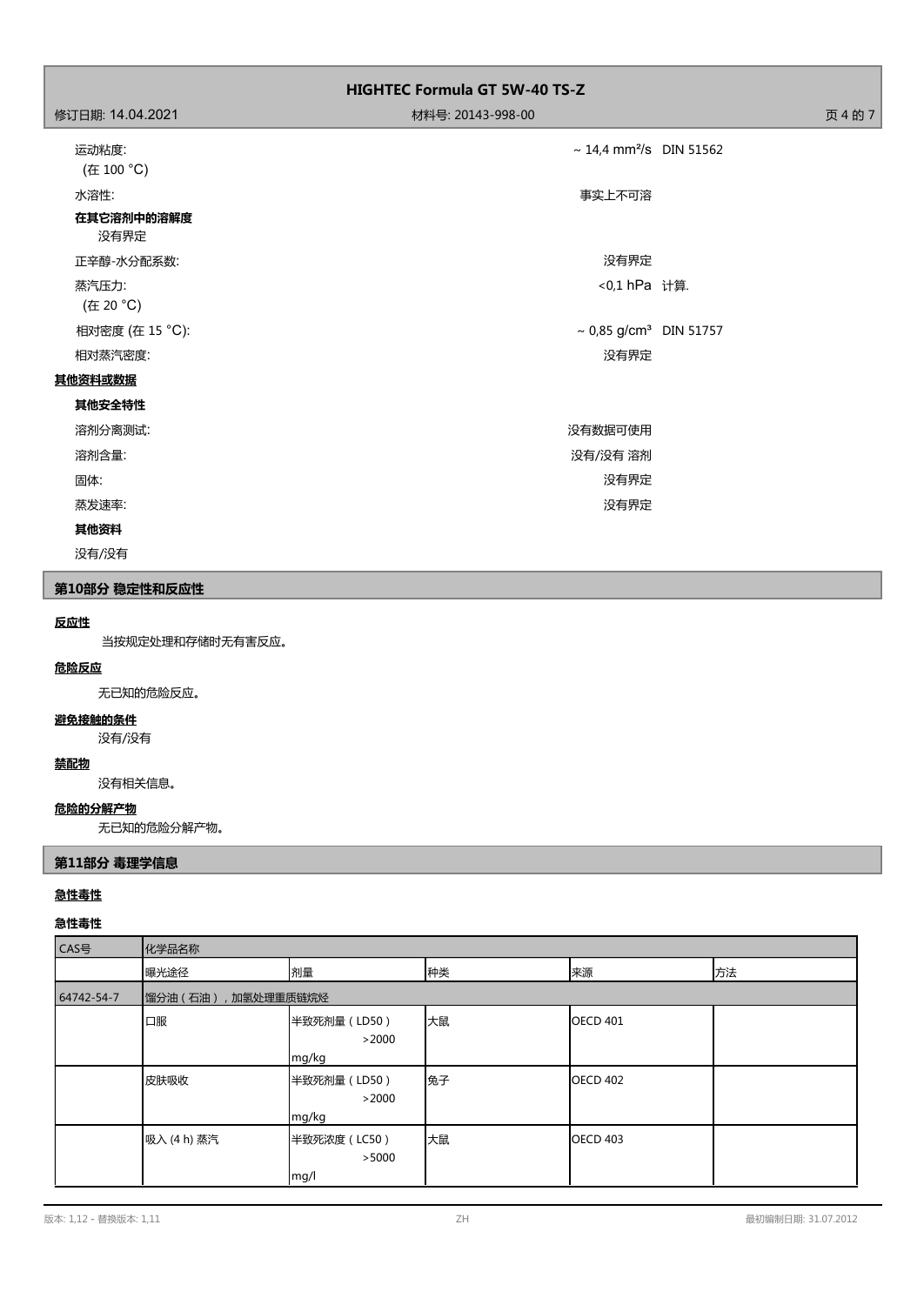运动粘度:
(在 100 °C)　　~ 14,4 mm²/s　DIN 51562

水溶性:　　事实上不可溶

**在其它溶剂中的溶解度**

没有界定

正辛醇-水分配系数:　　没有界定

蒸汽压力:
(在 20 °C)　　<0,1 hPa　计算.

相对密度 (在 15 °C):　　~ 0,85 g/cm³　DIN 51757

相对蒸汽密度:　　没有界定

**其他资料或数据**

**其他安全特性**

溶剂分离测试:　　没有数据可使用

溶剂含量:　　没有/没有 溶剂

固体:　　没有界定

蒸发速率:　　没有界定

**其他资料**

没有/没有

## 第10部分 稳定性和反应性

**反应性**

当按规定处理和存储时无有害反应。

**危险反应**

无已知的危险反应。

**避免接触的条件**

没有/没有

**禁配物**

没有相关信息。

**危险的分解产物**

无已知的危险分解产物。

## 第11部分 毒理学信息

**急性毒性**

**急性毒性**

| CAS号 | 化学品名称 | | | | |
|---|---|---|---|---|---|
| | 曝光途径 | 剂量 | 种类 | 来源 | 方法 |
| 64742-54-7 | 馏分油（石油），加氢处理重质链烷烃 | | | | |
| | 口服 | 半致死剂量（LD50）>2000 mg/kg | 大鼠 | OECD 401 | |
| | 皮肤吸收 | 半致死剂量（LD50）>2000 mg/kg | 兔子 | OECD 402 | |
| | 吸入 (4 h) 蒸汽 | 半致死浓度（LC50）>5000 mg/l | 大鼠 | OECD 403 | |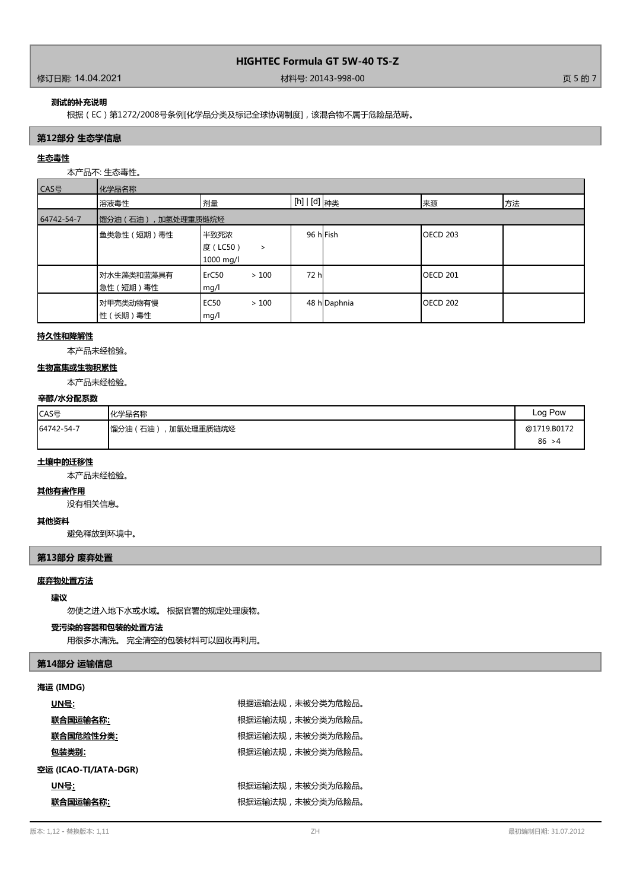**测试的补充说明**

根据（EC）第1272/2008号条例[化学品分类及标记全球协调制度]，该混合物不属于危险品范畴。

## 第12部分 生态学信息

**生态毒性**

本产品不: 生态毒性。

| CAS号 | 化学品名称 | | | | | |
|---|---|---|---|---|---|---|
| | 溶液毒性 | 剂量 | [h] \| [d] | 种类 | 来源 | 方法 |
| 64742-54-7 | 馏分油（石油），加氢处理重质链烷烃 | | | | | |
| | 鱼类急性（短期）毒性 | 半致死浓度（LC50） > 1000 mg/l | 96 h | Fish | OECD 203 | |
| | 对水生藻类和蓝藻具有急性（短期）毒性 | ErC50 > 100 mg/l | 72 h | | OECD 201 | |
| | 对甲壳类动物有慢性（长期）毒性 | EC50 > 100 mg/l | 48 h | Daphnia | OECD 202 | |

**持久性和降解性**

本产品未经检验。

**生物富集或生物积累性**

本产品未经检验。

**辛醇/水分配系数**

| CAS号 | 化学品名称 | Log Pow |
|---|---|---|
| 64742-54-7 | 馏分油（石油），加氢处理重质链烷烃 | @1719.B0172 86 >4 |

**土壤中的迁移性**

本产品未经检验。

**其他有害作用**

没有相关信息。

**其他资料**

避免释放到环境中。

## 第13部分 废弃处置

**废弃物处置方法**

**建议**

勿使之进入地下水或水域。 根据官署的规定处理废物。

**受污染的容器和包装的处置方法**

用很多水清洗。 完全清空的包装材料可以回收再利用。

## 第14部分 运输信息

**海运 (IMDG)**

**UN号:** 根据运输法规，未被分类为危险品。

**联合国运输名称:** 根据运输法规，未被分类为危险品。

**联合国危险性分类:** 根据运输法规，未被分类为危险品。

**包装类别:** 根据运输法规，未被分类为危险品。

**空运 (ICAO-TI/IATA-DGR)**

**UN号:** 根据运输法规，未被分类为危险品。

**联合国运输名称:** 根据运输法规，未被分类为危险品。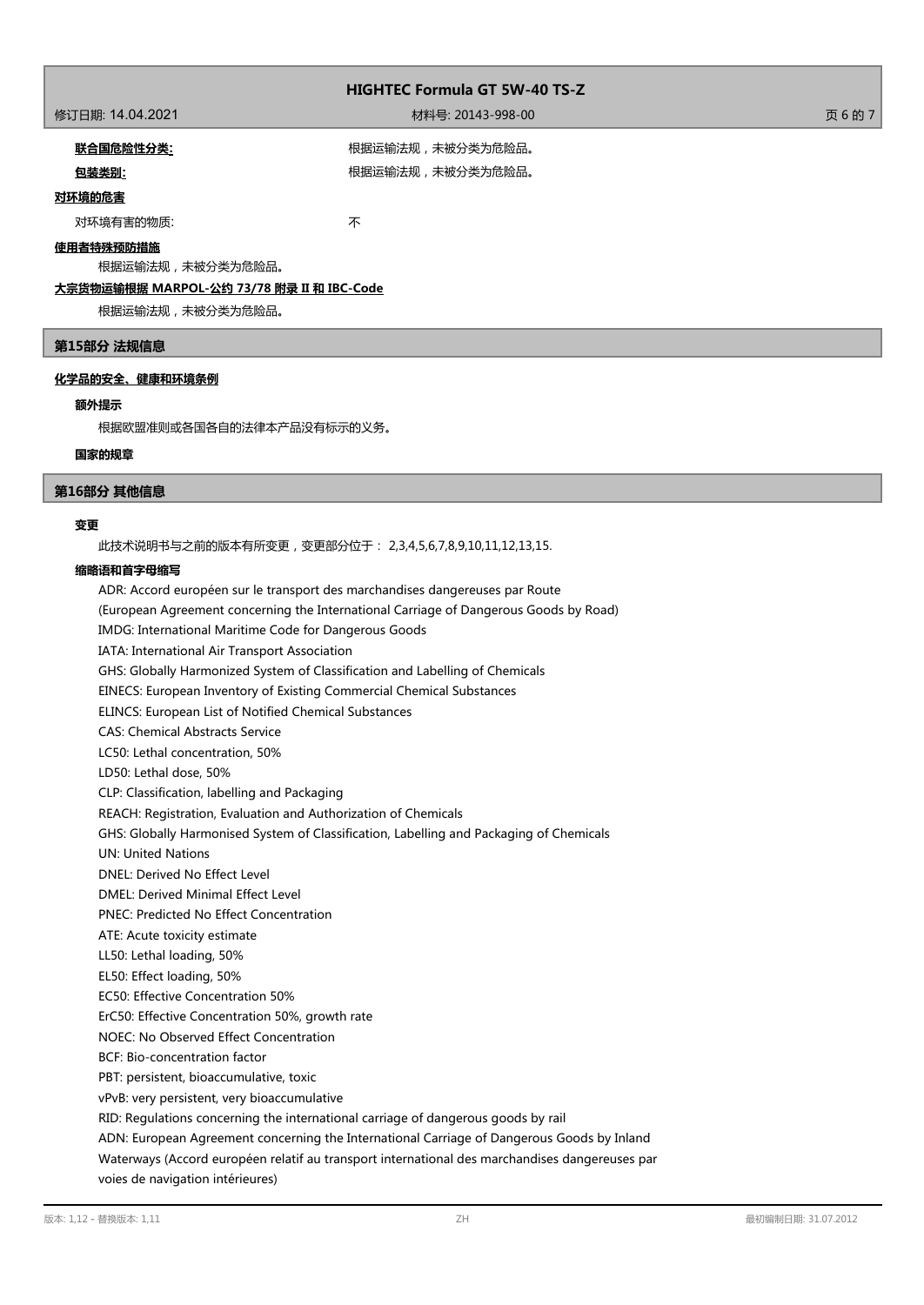**联合国危险性分类:** 根据运输法规，未被分类为危险品。

**包装类别:** 根据运输法规，未被分类为危险品。

**对环境的危害**

对环境有害的物质: 不

**使用者特殊预防措施**

根据运输法规，未被分类为危险品。

**大宗货物运输根据 MARPOL-公约 73/78 附录 II 和 IBC-Code**

根据运输法规，未被分类为危险品。

## 第15部分 法规信息

**化学品的安全、健康和环境条例**

**额外提示**

根据欧盟准则或各国各自的法律本产品没有标示的义务。

**国家的规章**

## 第16部分 其他信息

**变更**

此技术说明书与之前的版本有所变更，变更部分位于： 2,3,4,5,6,7,8,9,10,11,12,13,15.

**缩略语和首字母缩写**

ADR: Accord européen sur le transport des marchandises dangereuses par Route
(European Agreement concerning the International Carriage of Dangerous Goods by Road)
IMDG: International Maritime Code for Dangerous Goods
IATA: International Air Transport Association
GHS: Globally Harmonized System of Classification and Labelling of Chemicals
EINECS: European Inventory of Existing Commercial Chemical Substances
ELINCS: European List of Notified Chemical Substances
CAS: Chemical Abstracts Service
LC50: Lethal concentration, 50%
LD50: Lethal dose, 50%
CLP: Classification, labelling and Packaging
REACH: Registration, Evaluation and Authorization of Chemicals
GHS: Globally Harmonised System of Classification, Labelling and Packaging of Chemicals
UN: United Nations
DNEL: Derived No Effect Level
DMEL: Derived Minimal Effect Level
PNEC: Predicted No Effect Concentration
ATE: Acute toxicity estimate
LL50: Lethal loading, 50%
EL50: Effect loading, 50%
EC50: Effective Concentration 50%
ErC50: Effective Concentration 50%, growth rate
NOEC: No Observed Effect Concentration
BCF: Bio-concentration factor
PBT: persistent, bioaccumulative, toxic
vPvB: very persistent, very bioaccumulative
RID: Regulations concerning the international carriage of dangerous goods by rail
ADN: European Agreement concerning the International Carriage of Dangerous Goods by Inland Waterways (Accord européen relatif au transport international des marchandises dangereuses par voies de navigation intérieures)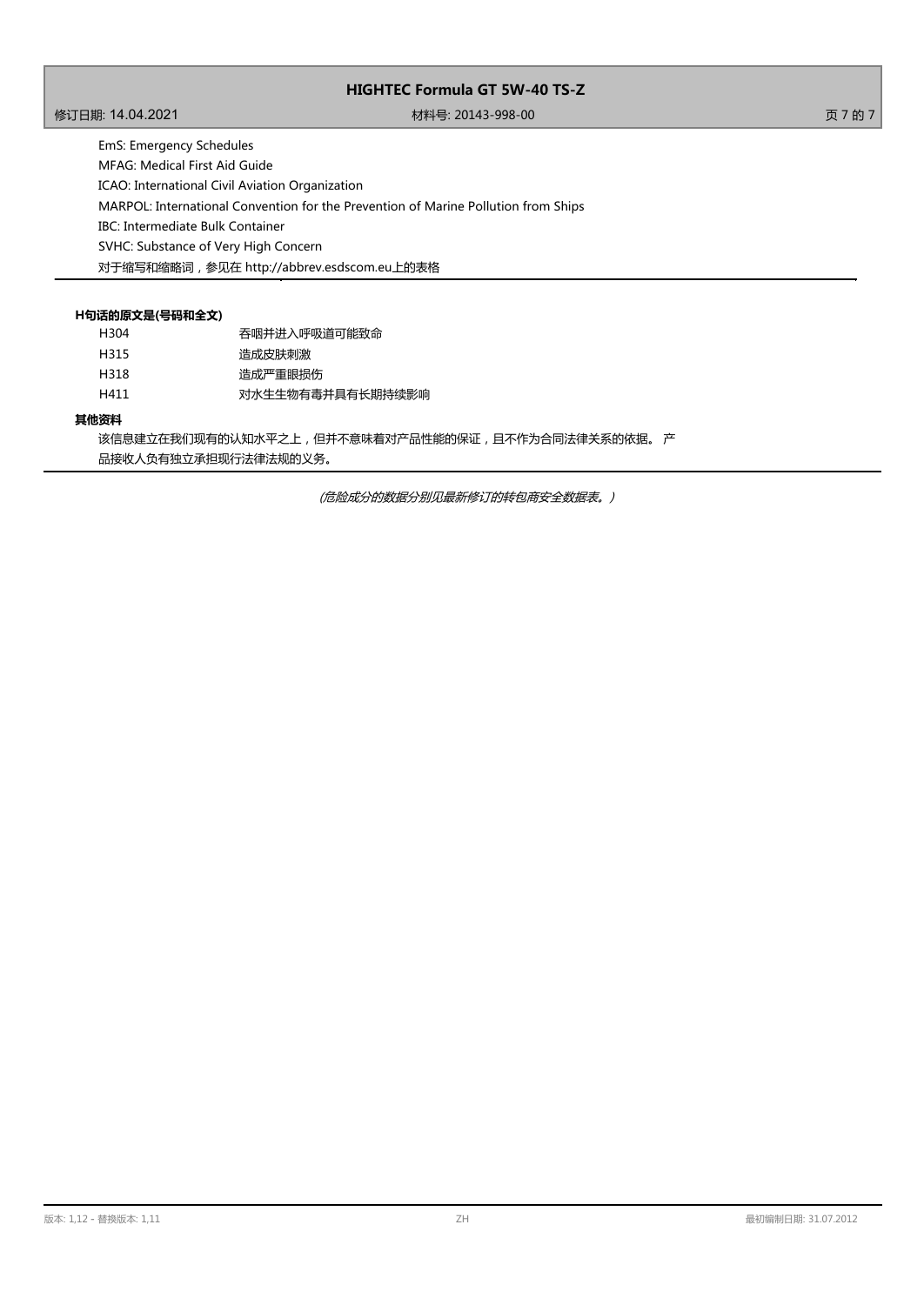EmS: Emergency Schedules

MFAG: Medical First Aid Guide

ICAO: International Civil Aviation Organization

MARPOL: International Convention for the Prevention of Marine Pollution from Ships

IBC: Intermediate Bulk Container

SVHC: Substance of Very High Concern

对于缩写和缩略词，参见在 http://abbrev.esdscom.eu上的表格

**H句话的原文是(号码和全文)**

| | |
|---|---|
| H304 | 吞咽并进入呼吸道可能致命 |
| H315 | 造成皮肤刺激 |
| H318 | 造成严重眼损伤 |
| H411 | 对水生生物有毒并具有长期持续影响 |

**其他资料**

该信息建立在我们现有的认知水平之上，但并不意味着对产品性能的保证，且不作为合同法律关系的依据。 产品接收人负有独立承担现行法律法规的义务。

*(危险成分的数据分别见最新修订的转包商安全数据表。)*